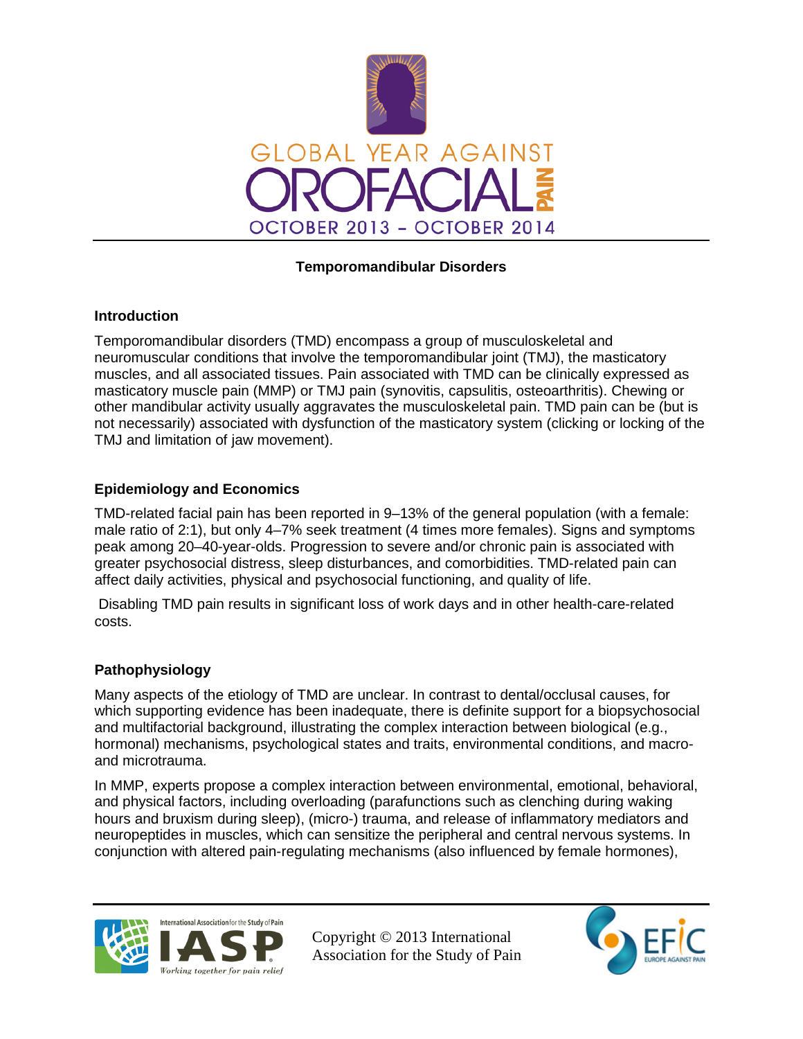# GLOBAL YEAR AGAINST OROFACIAL PAIN

OCTOBER 2013 – OCTOBER 2014

## Temporomandibular Disorders

### Introduction

Temporomandibular disorders (TMD) encompass a group of musculoskeletal and neuromuscular conditions that involve the temporomandibular joint (TMJ), the masticatory muscles, and all associated tissues. Pain associated with TMD can be clinically expressed as masticatory muscle pain (MMP) or TMJ pain (synovitis, capsulitis, osteoarthritis). Chewing or other mandibular activity usually aggravates the musculoskeletal pain. TMD pain can be (but is not necessarily) associated with dysfunction of the masticatory system (clicking or locking of the TMJ and limitation of jaw movement).

### Epidemiology and Economics

TMD-related facial pain has been reported in 9–13% of the general population (with a female: male ratio of 2:1), but only 4–7% seek treatment (4 times more females). Signs and symptoms peak among 20–40-year-olds. Progression to severe and/or chronic pain is associated with greater psychosocial distress, sleep disturbances, and comorbidities. TMD-related pain can affect daily activities, physical and psychosocial functioning, and quality of life.

Disabling TMD pain results in significant loss of work days and in other health-care-related costs.

### Pathophysiology

Many aspects of the etiology of TMD are unclear. In contrast to dental/occlusal causes, for which supporting evidence has been inadequate, there is definite support for a biopsychosocial and multifactorial background, illustrating the complex interaction between biological (e.g., hormonal) mechanisms, psychological states and traits, environmental conditions, and macro- and microtrauma.

In MMP, experts propose a complex interaction between environmental, emotional, behavioral, and physical factors, including overloading (parafunctions such as clenching during waking hours and bruxism during sleep), (micro-) trauma, and release of inflammatory mediators and neuropeptides in muscles, which can sensitize the peripheral and central nervous systems. In conjunction with altered pain-regulating mechanisms (also influenced by female hormones),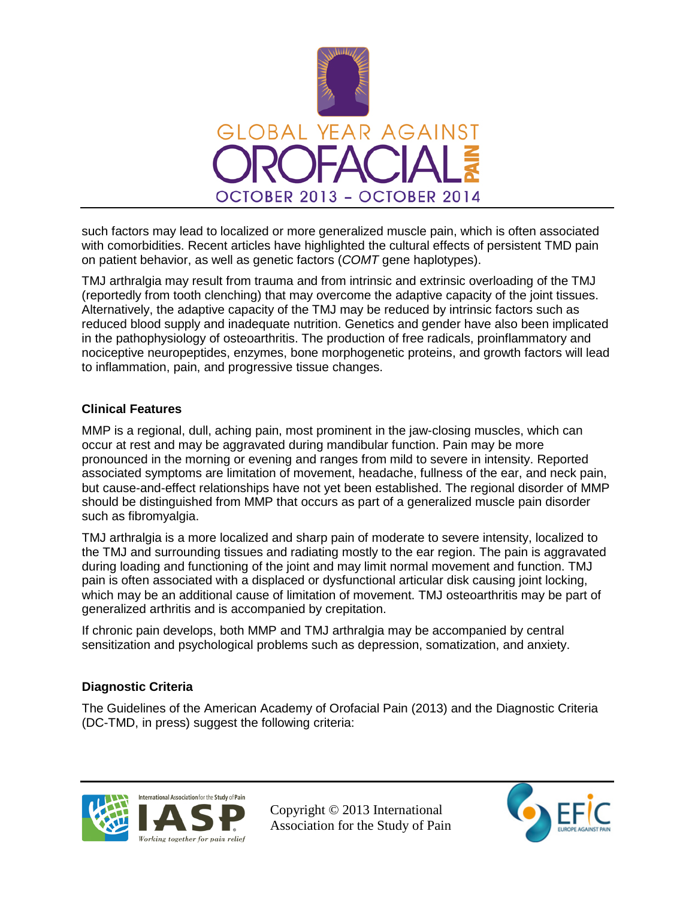such factors may lead to localized or more generalized muscle pain, which is often associated with comorbidities. Recent articles have highlighted the cultural effects of persistent TMD pain on patient behavior, as well as genetic factors (*COMT* gene haplotypes).

TMJ arthralgia may result from trauma and from intrinsic and extrinsic overloading of the TMJ (reportedly from tooth clenching) that may overcome the adaptive capacity of the joint tissues. Alternatively, the adaptive capacity of the TMJ may be reduced by intrinsic factors such as reduced blood supply and inadequate nutrition. Genetics and gender have also been implicated in the pathophysiology of osteoarthritis. The production of free radicals, proinflammatory and nociceptive neuropeptides, enzymes, bone morphogenetic proteins, and growth factors will lead to inflammation, pain, and progressive tissue changes.

## Clinical Features

MMP is a regional, dull, aching pain, most prominent in the jaw-closing muscles, which can occur at rest and may be aggravated during mandibular function. Pain may be more pronounced in the morning or evening and ranges from mild to severe in intensity. Reported associated symptoms are limitation of movement, headache, fullness of the ear, and neck pain, but cause-and-effect relationships have not yet been established. The regional disorder of MMP should be distinguished from MMP that occurs as part of a generalized muscle pain disorder such as fibromyalgia.

TMJ arthralgia is a more localized and sharp pain of moderate to severe intensity, localized to the TMJ and surrounding tissues and radiating mostly to the ear region. The pain is aggravated during loading and functioning of the joint and may limit normal movement and function. TMJ pain is often associated with a displaced or dysfunctional articular disk causing joint locking, which may be an additional cause of limitation of movement. TMJ osteoarthritis may be part of generalized arthritis and is accompanied by crepitation.

If chronic pain develops, both MMP and TMJ arthralgia may be accompanied by central sensitization and psychological problems such as depression, somatization, and anxiety.

## Diagnostic Criteria

The Guidelines of the American Academy of Orofacial Pain (2013) and the Diagnostic Criteria (DC-TMD, in press) suggest the following criteria: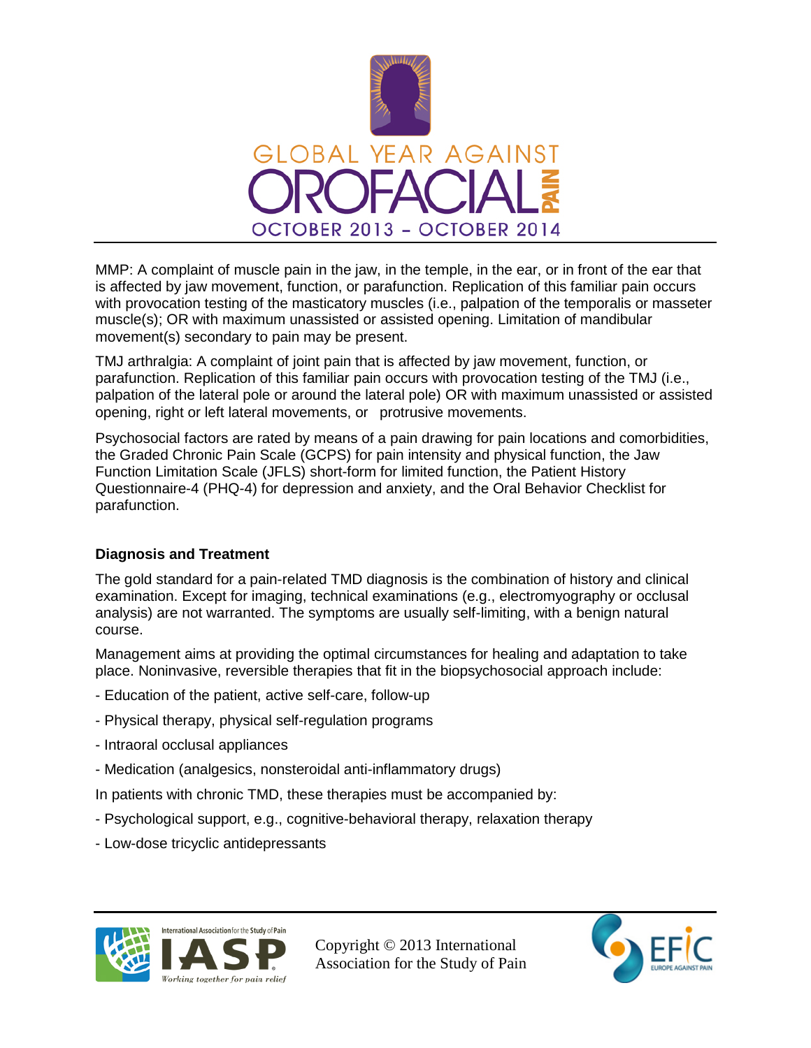MMP: A complaint of muscle pain in the jaw, in the temple, in the ear, or in front of the ear that is affected by jaw movement, function, or parafunction. Replication of this familiar pain occurs with provocation testing of the masticatory muscles (i.e., palpation of the temporalis or masseter muscle(s); OR with maximum unassisted or assisted opening. Limitation of mandibular movement(s) secondary to pain may be present.

TMJ arthralgia: A complaint of joint pain that is affected by jaw movement, function, or parafunction. Replication of this familiar pain occurs with provocation testing of the TMJ (i.e., palpation of the lateral pole or around the lateral pole) OR with maximum unassisted or assisted opening, right or left lateral movements, or protrusive movements.

Psychosocial factors are rated by means of a pain drawing for pain locations and comorbidities, the Graded Chronic Pain Scale (GCPS) for pain intensity and physical function, the Jaw Function Limitation Scale (JFLS) short-form for limited function, the Patient History Questionnaire-4 (PHQ-4) for depression and anxiety, and the Oral Behavior Checklist for parafunction.

## Diagnosis and Treatment

The gold standard for a pain-related TMD diagnosis is the combination of history and clinical examination. Except for imaging, technical examinations (e.g., electromyography or occlusal analysis) are not warranted. The symptoms are usually self-limiting, with a benign natural course.

Management aims at providing the optimal circumstances for healing and adaptation to take place. Noninvasive, reversible therapies that fit in the biopsychosocial approach include:

- Education of the patient, active self-care, follow-up
- Physical therapy, physical self-regulation programs
- Intraoral occlusal appliances
- Medication (analgesics, nonsteroidal anti-inflammatory drugs)

In patients with chronic TMD, these therapies must be accompanied by:

- Psychological support, e.g., cognitive-behavioral therapy, relaxation therapy
- Low-dose tricyclic antidepressants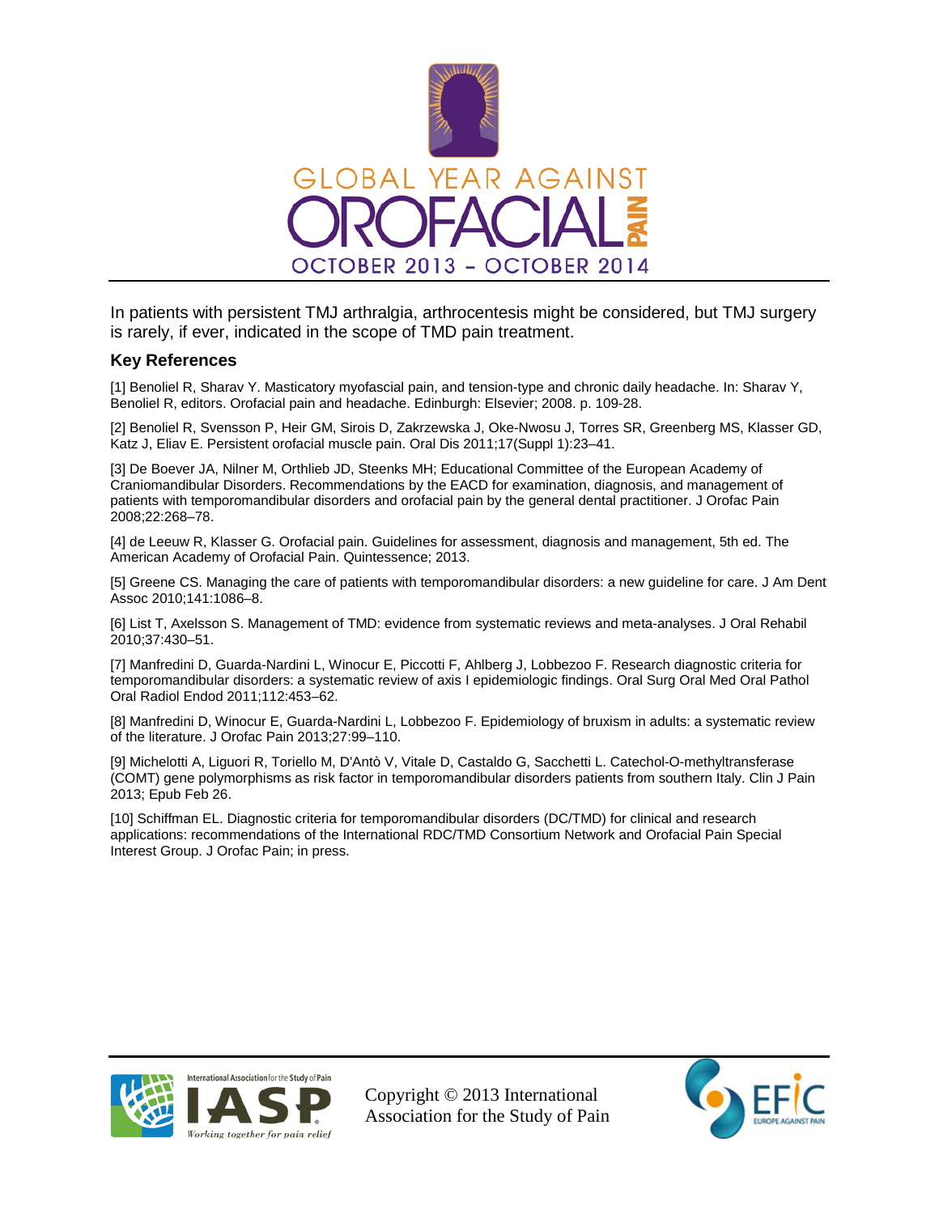In patients with persistent TMJ arthralgia, arthrocentesis might be considered, but TMJ surgery is rarely, if ever, indicated in the scope of TMD pain treatment.

### Key References

[1] Benoliel R, Sharav Y. Masticatory myofascial pain, and tension-type and chronic daily headache. In: Sharav Y, Benoliel R, editors. Orofacial pain and headache. Edinburgh: Elsevier; 2008. p. 109-28.

[2] Benoliel R, Svensson P, Heir GM, Sirois D, Zakrzewska J, Oke-Nwosu J, Torres SR, Greenberg MS, Klasser GD, Katz J, Eliav E. Persistent orofacial muscle pain. Oral Dis 2011;17(Suppl 1):23–41.

[3] De Boever JA, Nilner M, Orthlieb JD, Steenks MH; Educational Committee of the European Academy of Craniomandibular Disorders. Recommendations by the EACD for examination, diagnosis, and management of patients with temporomandibular disorders and orofacial pain by the general dental practitioner. J Orofac Pain 2008;22:268–78.

[4] de Leeuw R, Klasser G. Orofacial pain. Guidelines for assessment, diagnosis and management, 5th ed. The American Academy of Orofacial Pain. Quintessence; 2013.

[5] Greene CS. Managing the care of patients with temporomandibular disorders: a new guideline for care. J Am Dent Assoc 2010;141:1086–8.

[6] List T, Axelsson S. Management of TMD: evidence from systematic reviews and meta-analyses. J Oral Rehabil 2010;37:430–51.

[7] Manfredini D, Guarda-Nardini L, Winocur E, Piccotti F, Ahlberg J, Lobbezoo F. Research diagnostic criteria for temporomandibular disorders: a systematic review of axis I epidemiologic findings. Oral Surg Oral Med Oral Pathol Oral Radiol Endod 2011;112:453–62.

[8] Manfredini D, Winocur E, Guarda-Nardini L, Lobbezoo F. Epidemiology of bruxism in adults: a systematic review of the literature. J Orofac Pain 2013;27:99–110.

[9] Michelotti A, Liguori R, Toriello M, D'Antò V, Vitale D, Castaldo G, Sacchetti L. Catechol-O-methyltransferase (COMT) gene polymorphisms as risk factor in temporomandibular disorders patients from southern Italy. Clin J Pain 2013; Epub Feb 26.

[10] Schiffman EL. Diagnostic criteria for temporomandibular disorders (DC/TMD) for clinical and research applications: recommendations of the International RDC/TMD Consortium Network and Orofacial Pain Special Interest Group. J Orofac Pain; in press.

Copyright © 2013 International Association for the Study of Pain